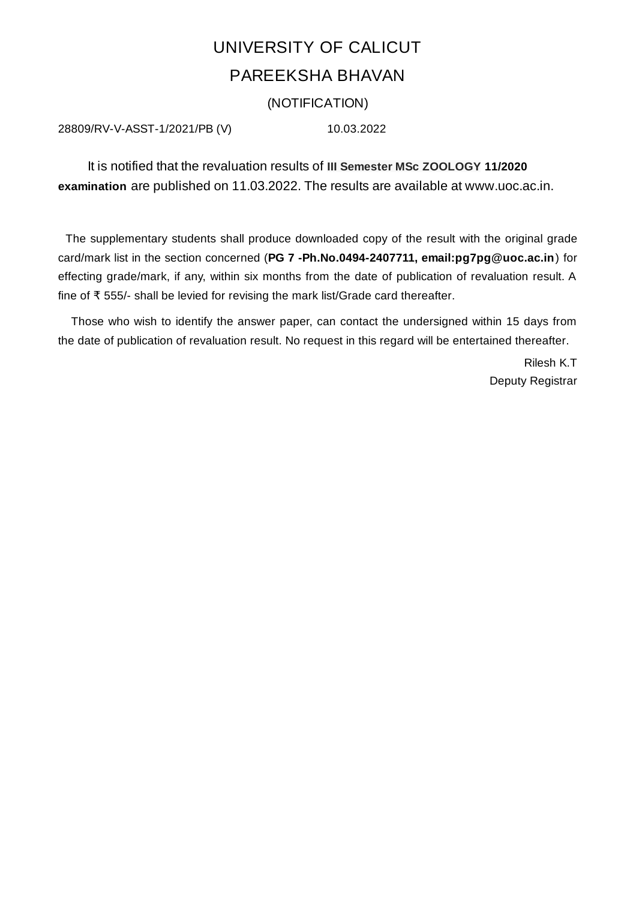# UNIVERSITY OF CALICUT

## PAREEKSHA BHAVAN

### (NOTIFICATION)

28809/RV-V-ASST-1/2021/PB (V) 10.03.2022

It is notified that the revaluation results of **III Semester MSc ZOOLOGY 11/2020 examination** are published on 11.03.2022. The results are available at www.uoc.ac.in.

The supplementary students shall produce downloaded copy of the result with the original grade card/mark list in the section concerned (**PG 7 -Ph.No.0494-2407711, email:pg7pg@uoc.ac.in**) for effecting grade/mark, if any, within six months from the date of publication of revaluation result. A fine of ₹ 555/- shall be levied for revising the mark list/Grade card thereafter.

Those who wish to identify the answer paper, can contact the undersigned within 15 days from the date of publication of revaluation result. No request in this regard will be entertained thereafter.

Rilesh K.T
Deputy Registrar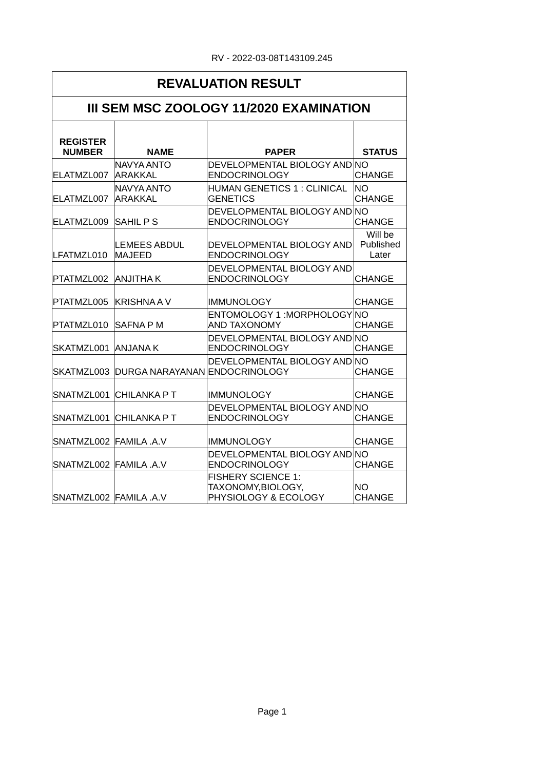RV - 2022-03-08T143109.245

# REVALUATION RESULT

## III SEM MSC ZOOLOGY 11/2020 EXAMINATION

| REGISTER NUMBER | NAME | PAPER | STATUS |
|---|---|---|---|
| ELATMZL007 | NAVYA ANTO ARAKKAL | DEVELOPMENTAL BIOLOGY AND ENDOCRINOLOGY | NO CHANGE |
| ELATMZL007 | NAVYA ANTO ARAKKAL | HUMAN GENETICS 1 : CLINICAL GENETICS | NO CHANGE |
| ELATMZL009 | SAHIL P S | DEVELOPMENTAL BIOLOGY AND ENDOCRINOLOGY | NO CHANGE |
| LFATMZL010 | LEMEES ABDUL MAJEED | DEVELOPMENTAL BIOLOGY AND ENDOCRINOLOGY | Will be Published Later |
| PTATMZL002 | ANJITHA K | DEVELOPMENTAL BIOLOGY AND ENDOCRINOLOGY | CHANGE |
| PTATMZL005 | KRISHNA A V | IMMUNOLOGY | CHANGE |
| PTATMZL010 | SAFNA P M | ENTOMOLOGY 1 :MORPHOLOGY AND TAXONOMY | NO CHANGE |
| SKATMZL001 | ANJANA K | DEVELOPMENTAL BIOLOGY AND ENDOCRINOLOGY | NO CHANGE |
| SKATMZL003 | DURGA NARAYANAN | DEVELOPMENTAL BIOLOGY AND ENDOCRINOLOGY | NO CHANGE |
| SNATMZL001 | CHILANKA P T | IMMUNOLOGY | CHANGE |
| SNATMZL001 | CHILANKA P T | DEVELOPMENTAL BIOLOGY AND ENDOCRINOLOGY | NO CHANGE |
| SNATMZL002 | FAMILA .A.V | IMMUNOLOGY | CHANGE |
| SNATMZL002 | FAMILA .A.V | DEVELOPMENTAL BIOLOGY AND ENDOCRINOLOGY | NO CHANGE |
| SNATMZL002 | FAMILA .A.V | FISHERY SCIENCE 1: TAXONOMY,BIOLOGY, PHYSIOLOGY & ECOLOGY | NO CHANGE |